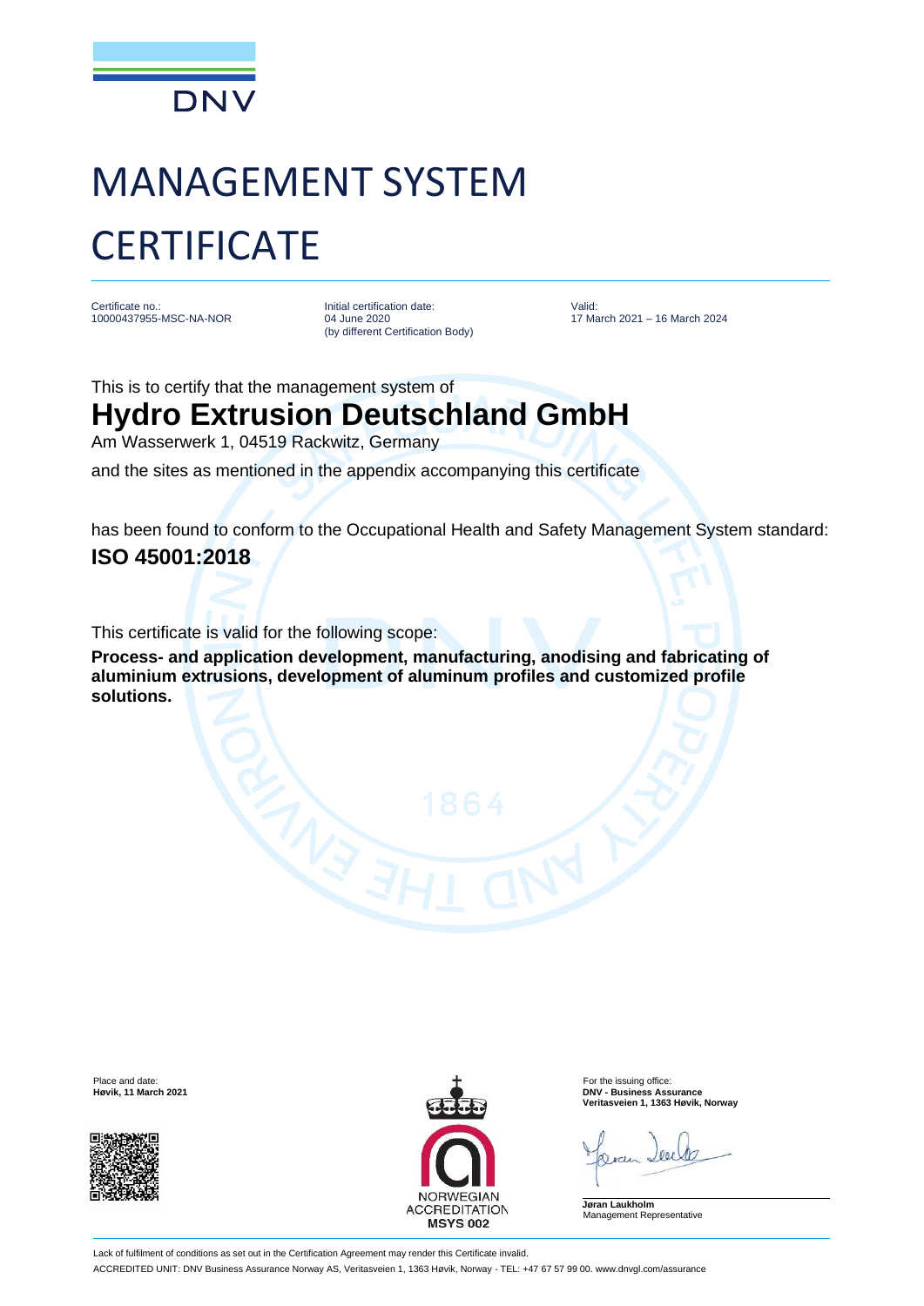DNV

# MANAGEMENT SYSTEM CERTIFICATE

| | | |
|---|---|---|
| Certificate no.: 10000437955-MSC-NA-NOR | Initial certification date: 04 June 2020 (by different Certification Body) | Valid: 17 March 2021 – 16 March 2024 |

This is to certify that the management system of

## Hydro Extrusion Deutschland GmbH

Am Wasserwerk 1, 04519 Rackwitz, Germany

and the sites as mentioned in the appendix accompanying this certificate

has been found to conform to the Occupational Health and Safety Management System standard:

**ISO 45001:2018**

This certificate is valid for the following scope:

**Process- and application development, manufacturing, anodising and fabricating of aluminium extrusions, development of aluminum profiles and customized profile solutions.**

Place and date:
**Høvik, 11 March 2021**

NORWEGIAN ACCREDITATION
**MSYS 002**

For the issuing office:
**DNV - Business Assurance**
**Veritasveien 1, 1363 Høvik, Norway**

**Jøran Laukholm**
Management Representative

Lack of fulfilment of conditions as set out in the Certification Agreement may render this Certificate invalid.

ACCREDITED UNIT: DNV Business Assurance Norway AS, Veritasveien 1, 1363 Høvik, Norway - TEL: +47 67 57 99 00. www.dnvgl.com/assurance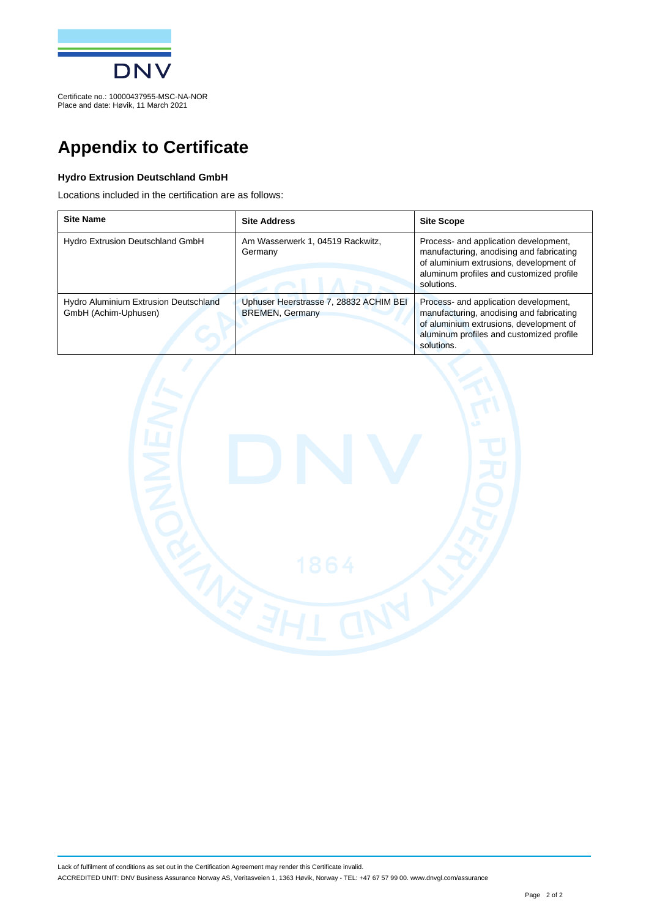Certificate no.: 10000437955-MSC-NA-NOR
Place and date: Høvik, 11 March 2021

# Appendix to Certificate

### Hydro Extrusion Deutschland GmbH

Locations included in the certification are as follows:

| Site Name | Site Address | Site Scope |
|---|---|---|
| Hydro Extrusion Deutschland GmbH | Am Wasserwerk 1, 04519 Rackwitz, Germany | Process- and application development, manufacturing, anodising and fabricating of aluminium extrusions, development of aluminum profiles and customized profile solutions. |
| Hydro Aluminium Extrusion Deutschland GmbH (Achim-Uphusen) | Uphuser Heerstrasse 7, 28832 ACHIM BEI BREMEN, Germany | Process- and application development, manufacturing, anodising and fabricating of aluminium extrusions, development of aluminum profiles and customized profile solutions. |

Lack of fulfilment of conditions as set out in the Certification Agreement may render this Certificate invalid.

ACCREDITED UNIT: DNV Business Assurance Norway AS, Veritasveien 1, 1363 Høvik, Norway - TEL: +47 67 57 99 00. www.dnvgl.com/assurance